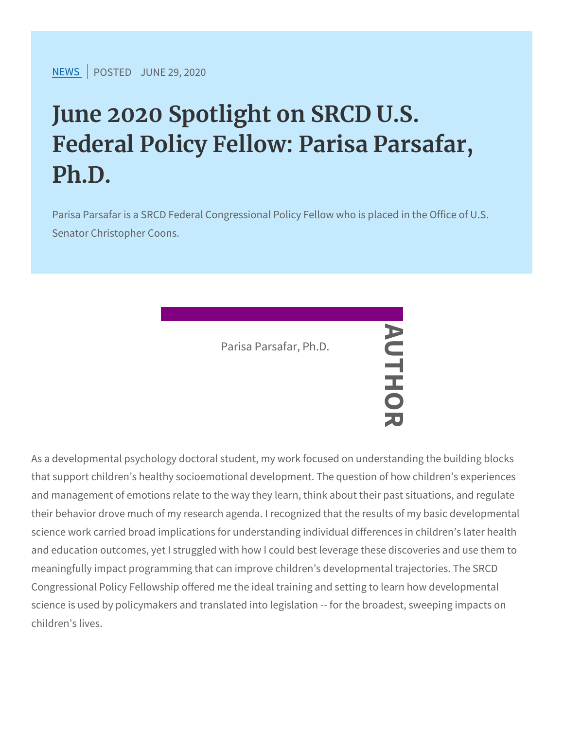NEWS | POSTED JUNE 29, 2020

# June 2020 Spotlight on SRCD U.S. Federal Policy Fellow: Parisa Parsafar, Ph.D.

Parisa Parsafar is a SRCD Federal Congressional Policy Fellow who is placed in the Office of U.S. Senator Christopher Coons.

AUTHOR

Parisa Parsafar, Ph.D.

As a developmental psychology doctoral student, my work focused on understanding the building blocks that support children's healthy socioemotional development. The question of how children's experiences and management of emotions relate to the way they learn, think about their past situations, and regulate their behavior drove much of my research agenda. I recognized that the results of my basic developmental science work carried broad implications for understanding individual differences in children's later health and education outcomes, yet I struggled with how I could best leverage these discoveries and use them to meaningfully impact programming that can improve children's developmental trajectories. The SRCD Congressional Policy Fellowship offered me the ideal training and setting to learn how developmental science is used by policymakers and translated into legislation -- for the broadest, sweeping impacts on children's lives.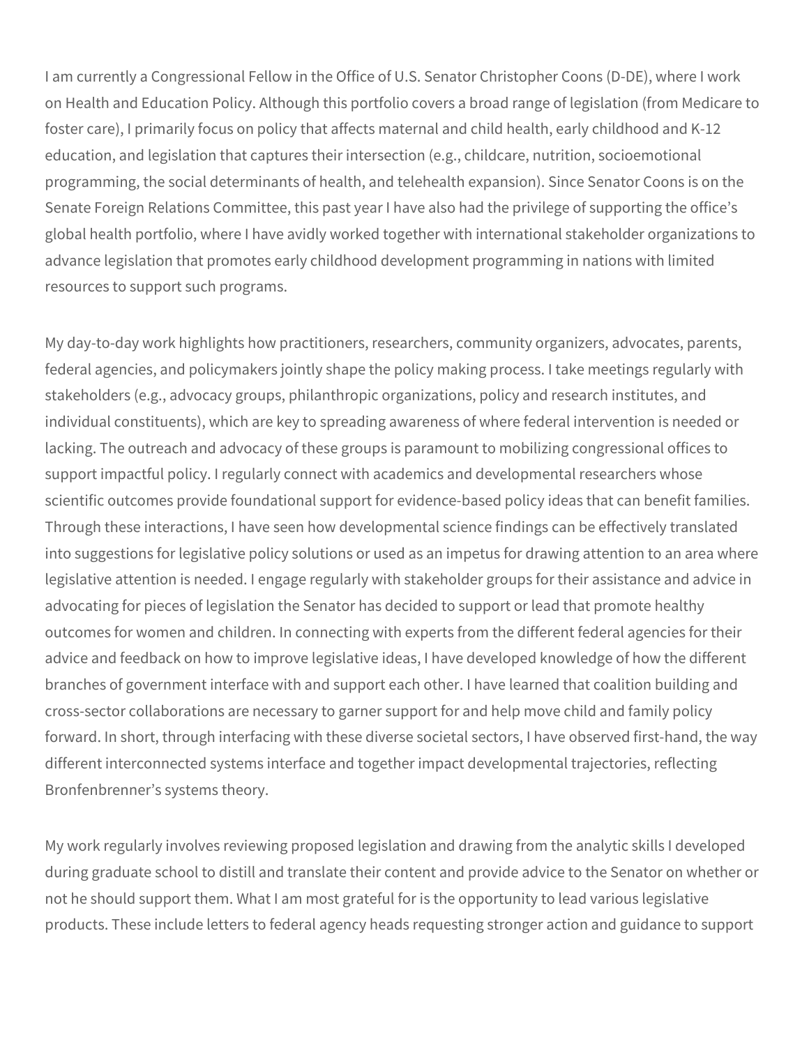I am currently a Congressional Fellow in the Office of U.S. Senator Christopher Coons (D-DE), where I work on Health and Education Policy. Although this portfolio covers a broad range of legislation (from Medicare to foster care), I primarily focus on policy that affects maternal and child health, early childhood and K-12 education, and legislation that captures their intersection (e.g., childcare, nutrition, socioemotional programming, the social determinants of health, and telehealth expansion). Since Senator Coons is on the Senate Foreign Relations Committee, this past year I have also had the privilege of supporting the office's global health portfolio, where I have avidly worked together with international stakeholder organizations to advance legislation that promotes early childhood development programming in nations with limited resources to support such programs.

My day-to-day work highlights how practitioners, researchers, community organizers, advocates, parents, federal agencies, and policymakers jointly shape the policy making process. I take meetings regularly with stakeholders (e.g., advocacy groups, philanthropic organizations, policy and research institutes, and individual constituents), which are key to spreading awareness of where federal intervention is needed or lacking. The outreach and advocacy of these groups is paramount to mobilizing congressional offices to support impactful policy. I regularly connect with academics and developmental researchers whose scientific outcomes provide foundational support for evidence-based policy ideas that can benefit families. Through these interactions, I have seen how developmental science findings can be effectively translated into suggestions for legislative policy solutions or used as an impetus for drawing attention to an area where legislative attention is needed. I engage regularly with stakeholder groups for their assistance and advice in advocating for pieces of legislation the Senator has decided to support or lead that promote healthy outcomes for women and children. In connecting with experts from the different federal agencies for their advice and feedback on how to improve legislative ideas, I have developed knowledge of how the different branches of government interface with and support each other. I have learned that coalition building and cross-sector collaborations are necessary to garner support for and help move child and family policy forward. In short, through interfacing with these diverse societal sectors, I have observed first-hand, the way different interconnected systems interface and together impact developmental trajectories, reflecting Bronfenbrenner's systems theory.

My work regularly involves reviewing proposed legislation and drawing from the analytic skills I developed during graduate school to distill and translate their content and provide advice to the Senator on whether or not he should support them. What I am most grateful for is the opportunity to lead various legislative products. These include letters to federal agency heads requesting stronger action and guidance to support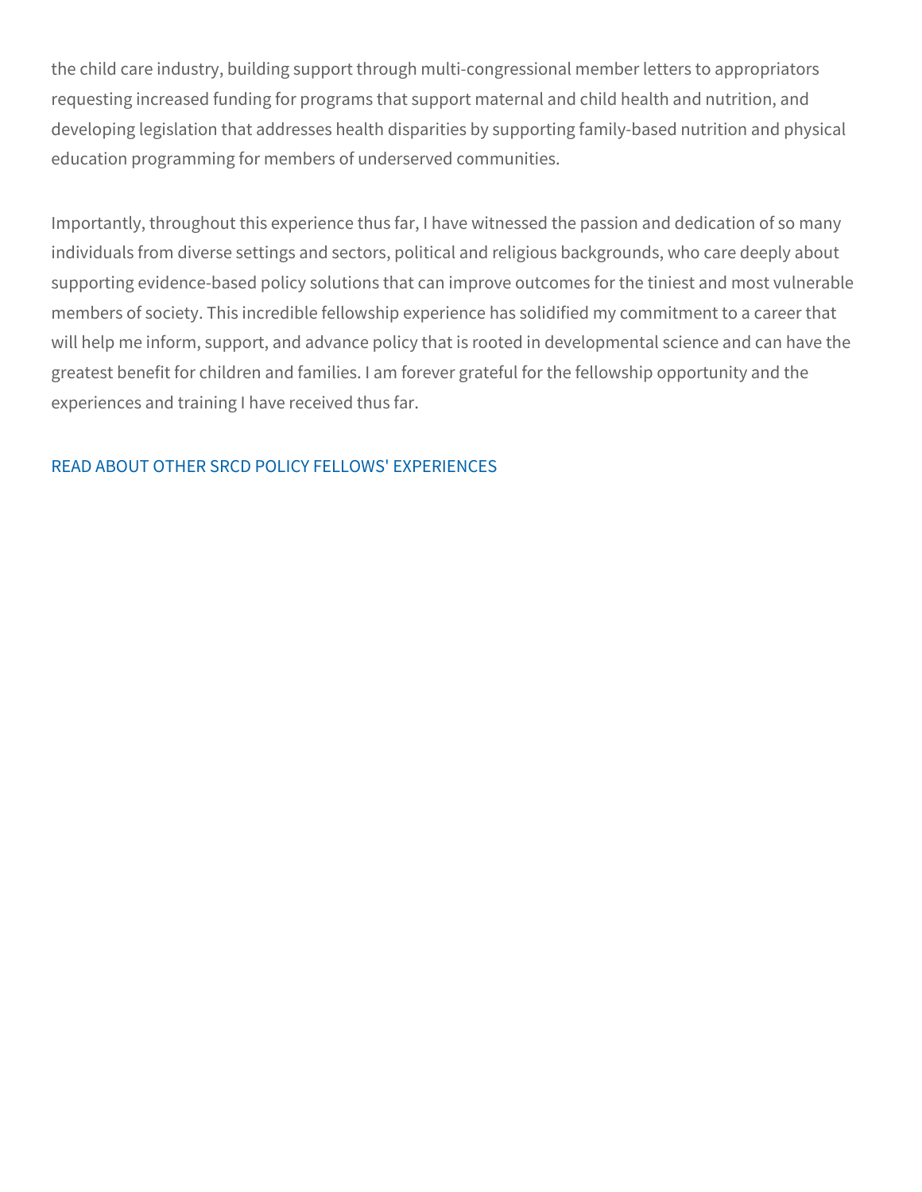the child care industry, building support through multi-congressional member letters to appropriators requesting increased funding for programs that support maternal and child health and nutrition, and developing legislation that addresses health disparities by supporting family-based nutrition and physical education programming for members of underserved communities.

Importantly, throughout this experience thus far, I have witnessed the passion and dedication of so many individuals from diverse settings and sectors, political and religious backgrounds, who care deeply about supporting evidence-based policy solutions that can improve outcomes for the tiniest and most vulnerable members of society. This incredible fellowship experience has solidified my commitment to a career that will help me inform, support, and advance policy that is rooted in developmental science and can have the greatest benefit for children and families. I am forever grateful for the fellowship opportunity and the experiences and training I have received thus far.

READ ABOUT OTHER SRCD POLICY FELLOWS' EXPERIENCES